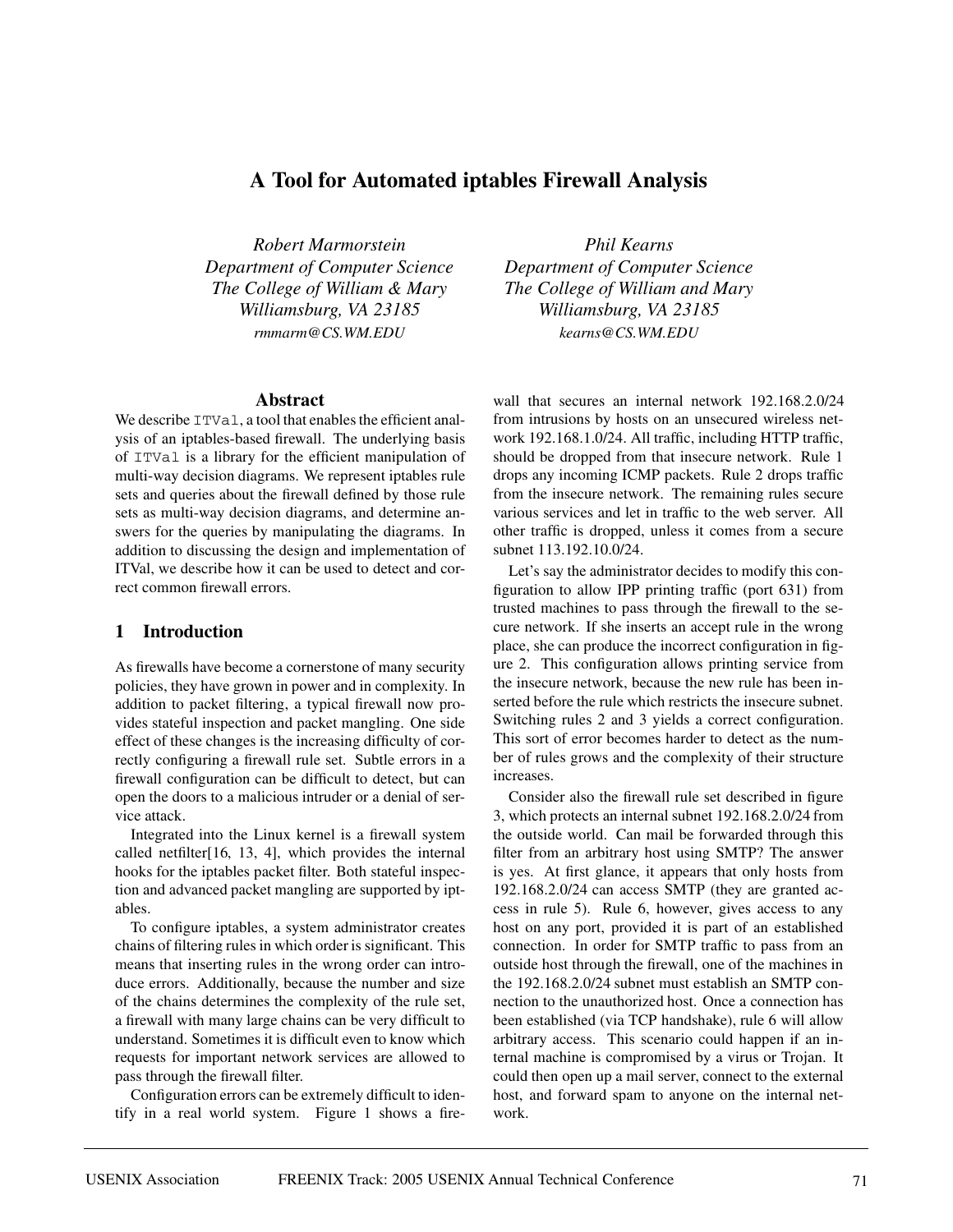# A Tool for Automated iptables Firewall Analysis

*Robert Marmorstein*
*Department of Computer Science*
*The College of William & Mary*
*Williamsburg, VA 23185*
*rmmarm@CS.WM.EDU*

*Phil Kearns*
*Department of Computer Science*
*The College of William and Mary*
*Williamsburg, VA 23185*
*kearns@CS.WM.EDU*

## Abstract

We describe `ITVal`, a tool that enables the efficient analysis of an iptables-based firewall. The underlying basis of `ITVal` is a library for the efficient manipulation of multi-way decision diagrams. We represent iptables rule sets and queries about the firewall defined by those rule sets as multi-way decision diagrams, and determine answers for the queries by manipulating the diagrams. In addition to discussing the design and implementation of ITVal, we describe how it can be used to detect and correct common firewall errors.

## 1 Introduction

As firewalls have become a cornerstone of many security policies, they have grown in power and in complexity. In addition to packet filtering, a typical firewall now provides stateful inspection and packet mangling. One side effect of these changes is the increasing difficulty of correctly configuring a firewall rule set. Subtle errors in a firewall configuration can be difficult to detect, but can open the doors to a malicious intruder or a denial of service attack.

Integrated into the Linux kernel is a firewall system called netfilter[16, 13, 4], which provides the internal hooks for the iptables packet filter. Both stateful inspection and advanced packet mangling are supported by iptables.

To configure iptables, a system administrator creates chains of filtering rules in which order is significant. This means that inserting rules in the wrong order can introduce errors. Additionally, because the number and size of the chains determines the complexity of the rule set, a firewall with many large chains can be very difficult to understand. Sometimes it is difficult even to know which requests for important network services are allowed to pass through the firewall filter.

Configuration errors can be extremely difficult to identify in a real world system. Figure 1 shows a firewall that secures an internal network 192.168.2.0/24 from intrusions by hosts on an unsecured wireless network 192.168.1.0/24. All traffic, including HTTP traffic, should be dropped from that insecure network. Rule 1 drops any incoming ICMP packets. Rule 2 drops traffic from the insecure network. The remaining rules secure various services and let in traffic to the web server. All other traffic is dropped, unless it comes from a secure subnet 113.192.10.0/24.

Let's say the administrator decides to modify this configuration to allow IPP printing traffic (port 631) from trusted machines to pass through the firewall to the secure network. If she inserts an accept rule in the wrong place, she can produce the incorrect configuration in figure 2. This configuration allows printing service from the insecure network, because the new rule has been inserted before the rule which restricts the insecure subnet. Switching rules 2 and 3 yields a correct configuration. This sort of error becomes harder to detect as the number of rules grows and the complexity of their structure increases.

Consider also the firewall rule set described in figure 3, which protects an internal subnet 192.168.2.0/24 from the outside world. Can mail be forwarded through this filter from an arbitrary host using SMTP? The answer is yes. At first glance, it appears that only hosts from 192.168.2.0/24 can access SMTP (they are granted access in rule 5). Rule 6, however, gives access to any host on any port, provided it is part of an established connection. In order for SMTP traffic to pass from an outside host through the firewall, one of the machines in the 192.168.2.0/24 subnet must establish an SMTP connection to the unauthorized host. Once a connection has been established (via TCP handshake), rule 6 will allow arbitrary access. This scenario could happen if an internal machine is compromised by a virus or Trojan. It could then open up a mail server, connect to the external host, and forward spam to anyone on the internal network.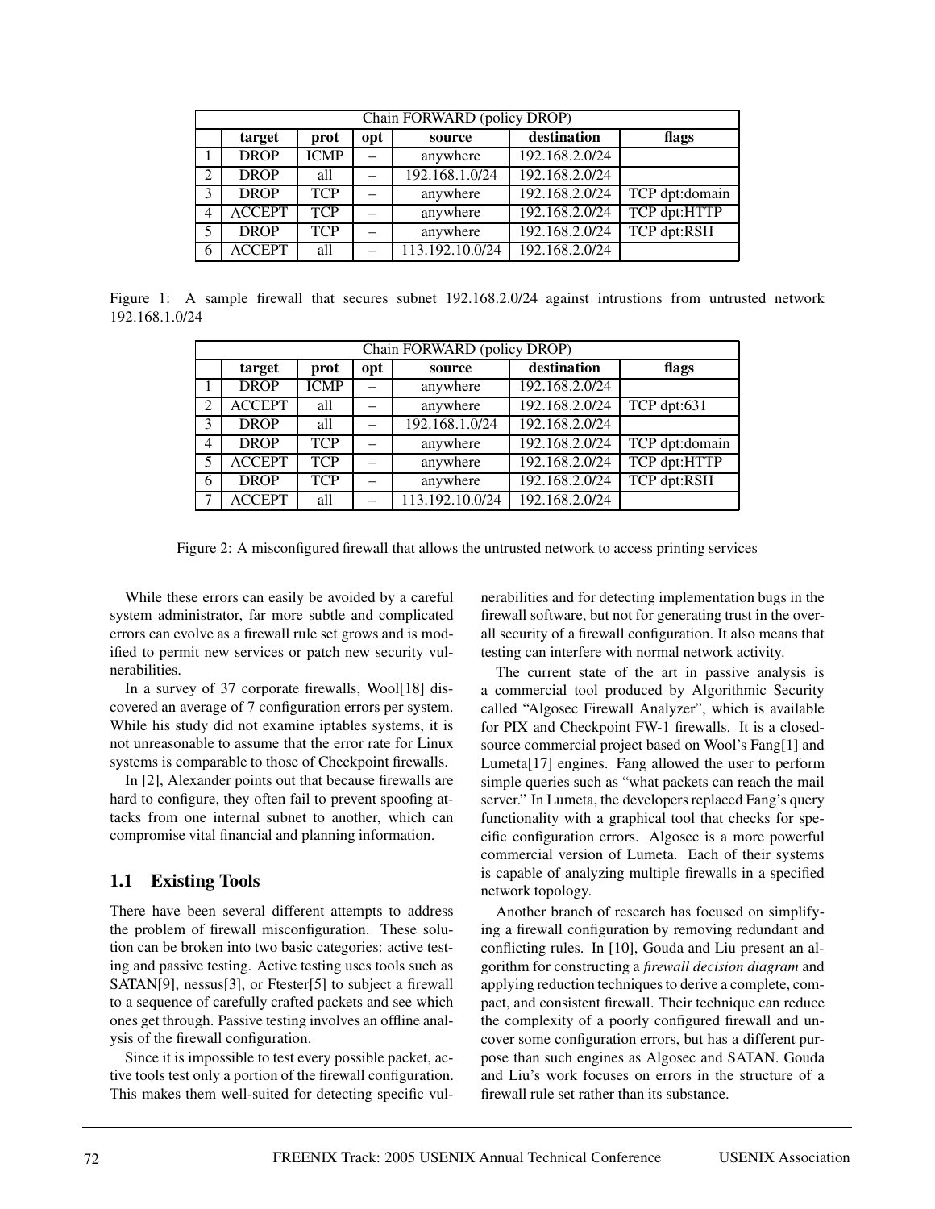| Chain FORWARD (policy DROP) | | | | | | |
|---|---|---|---|---|---|---|
| | **target** | **prot** | **opt** | **source** | **destination** | **flags** |
| 1 | DROP | ICMP | – | anywhere | 192.168.2.0/24 | |
| 2 | DROP | all | – | 192.168.1.0/24 | 192.168.2.0/24 | |
| 3 | DROP | TCP | – | anywhere | 192.168.2.0/24 | TCP dpt:domain |
| 4 | ACCEPT | TCP | – | anywhere | 192.168.2.0/24 | TCP dpt:HTTP |
| 5 | DROP | TCP | – | anywhere | 192.168.2.0/24 | TCP dpt:RSH |
| 6 | ACCEPT | all | – | 113.192.10.0/24 | 192.168.2.0/24 | |

Figure 1: A sample firewall that secures subnet 192.168.2.0/24 against intrustions from untrusted network 192.168.1.0/24

| Chain FORWARD (policy DROP) | | | | | | |
|---|---|---|---|---|---|---|
| | **target** | **prot** | **opt** | **source** | **destination** | **flags** |
| 1 | DROP | ICMP | – | anywhere | 192.168.2.0/24 | |
| 2 | ACCEPT | all | – | anywhere | 192.168.2.0/24 | TCP dpt:631 |
| 3 | DROP | all | – | 192.168.1.0/24 | 192.168.2.0/24 | |
| 4 | DROP | TCP | – | anywhere | 192.168.2.0/24 | TCP dpt:domain |
| 5 | ACCEPT | TCP | – | anywhere | 192.168.2.0/24 | TCP dpt:HTTP |
| 6 | DROP | TCP | – | anywhere | 192.168.2.0/24 | TCP dpt:RSH |
| 7 | ACCEPT | all | – | 113.192.10.0/24 | 192.168.2.0/24 | |

Figure 2: A misconfigured firewall that allows the untrusted network to access printing services

While these errors can easily be avoided by a careful system administrator, far more subtle and complicated errors can evolve as a firewall rule set grows and is modified to permit new services or patch new security vulnerabilities.

In a survey of 37 corporate firewalls, Wool[18] discovered an average of 7 configuration errors per system. While his study did not examine iptables systems, it is not unreasonable to assume that the error rate for Linux systems is comparable to those of Checkpoint firewalls.

In [2], Alexander points out that because firewalls are hard to configure, they often fail to prevent spoofing attacks from one internal subnet to another, which can compromise vital financial and planning information.

## 1.1 Existing Tools

There have been several different attempts to address the problem of firewall misconfiguration. These solution can be broken into two basic categories: active testing and passive testing. Active testing uses tools such as SATAN[9], nessus[3], or Ftester[5] to subject a firewall to a sequence of carefully crafted packets and see which ones get through. Passive testing involves an offline analysis of the firewall configuration.

Since it is impossible to test every possible packet, active tools test only a portion of the firewall configuration. This makes them well-suited for detecting specific vulnerabilities and for detecting implementation bugs in the firewall software, but not for generating trust in the overall security of a firewall configuration. It also means that testing can interfere with normal network activity.

The current state of the art in passive analysis is a commercial tool produced by Algorithmic Security called "Algosec Firewall Analyzer", which is available for PIX and Checkpoint FW-1 firewalls. It is a closed-source commercial project based on Wool's Fang[1] and Lumeta[17] engines. Fang allowed the user to perform simple queries such as "what packets can reach the mail server." In Lumeta, the developers replaced Fang's query functionality with a graphical tool that checks for specific configuration errors. Algosec is a more powerful commercial version of Lumeta. Each of their systems is capable of analyzing multiple firewalls in a specified network topology.

Another branch of research has focused on simplifying a firewall configuration by removing redundant and conflicting rules. In [10], Gouda and Liu present an algorithm for constructing a *firewall decision diagram* and applying reduction techniques to derive a complete, compact, and consistent firewall. Their technique can reduce the complexity of a poorly configured firewall and uncover some configuration errors, but has a different purpose than such engines as Algosec and SATAN. Gouda and Liu's work focuses on errors in the structure of a firewall rule set rather than its substance.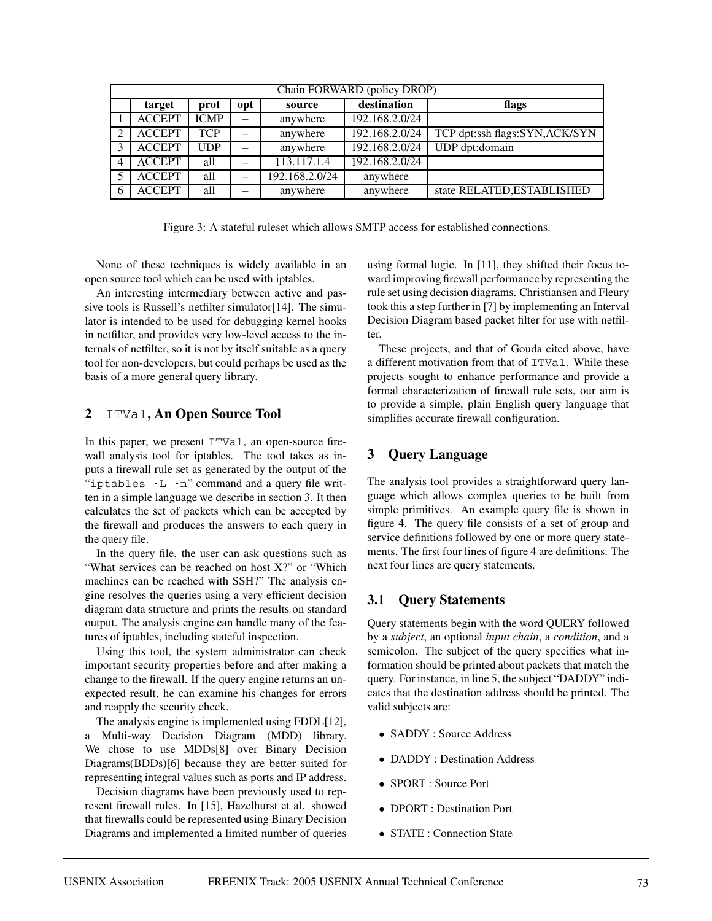| Chain FORWARD (policy DROP) | | | | | | |
|---|---|---|---|---|---|---|
| | **target** | **prot** | **opt** | **source** | **destination** | **flags** |
| 1 | ACCEPT | ICMP | – | anywhere | 192.168.2.0/24 | |
| 2 | ACCEPT | TCP | – | anywhere | 192.168.2.0/24 | TCP dpt:ssh flags:SYN,ACK/SYN |
| 3 | ACCEPT | UDP | – | anywhere | 192.168.2.0/24 | UDP dpt:domain |
| 4 | ACCEPT | all | – | 113.117.1.4 | 192.168.2.0/24 | |
| 5 | ACCEPT | all | – | 192.168.2.0/24 | anywhere | |
| 6 | ACCEPT | all | – | anywhere | anywhere | state RELATED,ESTABLISHED |

Figure 3: A stateful ruleset which allows SMTP access for established connections.

None of these techniques is widely available in an open source tool which can be used with iptables.

An interesting intermediary between active and passive tools is Russell's netfilter simulator[14]. The simulator is intended to be used for debugging kernel hooks in netfilter, and provides very low-level access to the internals of netfilter, so it is not by itself suitable as a query tool for non-developers, but could perhaps be used as the basis of a more general query library.

## 2 `ITVal`, An Open Source Tool

In this paper, we present `ITVal`, an open-source firewall analysis tool for iptables. The tool takes as inputs a firewall rule set as generated by the output of the "`iptables -L -n`" command and a query file written in a simple language we describe in section 3. It then calculates the set of packets which can be accepted by the firewall and produces the answers to each query in the query file.

In the query file, the user can ask questions such as "What services can be reached on host X?" or "Which machines can be reached with SSH?" The analysis engine resolves the queries using a very efficient decision diagram data structure and prints the results on standard output. The analysis engine can handle many of the features of iptables, including stateful inspection.

Using this tool, the system administrator can check important security properties before and after making a change to the firewall. If the query engine returns an unexpected result, he can examine his changes for errors and reapply the security check.

The analysis engine is implemented using FDDL[12], a Multi-way Decision Diagram (MDD) library. We chose to use MDDs[8] over Binary Decision Diagrams(BDDs)[6] because they are better suited for representing integral values such as ports and IP address.

Decision diagrams have been previously used to represent firewall rules. In [15], Hazelhurst et al. showed that firewalls could be represented using Binary Decision Diagrams and implemented a limited number of queries using formal logic. In [11], they shifted their focus toward improving firewall performance by representing the rule set using decision diagrams. Christiansen and Fleury took this a step further in [7] by implementing an Interval Decision Diagram based packet filter for use with netfilter.

These projects, and that of Gouda cited above, have a different motivation from that of `ITVal`. While these projects sought to enhance performance and provide a formal characterization of firewall rule sets, our aim is to provide a simple, plain English query language that simplifies accurate firewall configuration.

## 3 Query Language

The analysis tool provides a straightforward query language which allows complex queries to be built from simple primitives. An example query file is shown in figure 4. The query file consists of a set of group and service definitions followed by one or more query statements. The first four lines of figure 4 are definitions. The next four lines are query statements.

### 3.1 Query Statements

Query statements begin with the word QUERY followed by a *subject*, an optional *input chain*, a *condition*, and a semicolon. The subject of the query specifies what information should be printed about packets that match the query. For instance, in line 5, the subject "DADDY" indicates that the destination address should be printed. The valid subjects are:

- SADDY : Source Address
- DADDY : Destination Address
- SPORT : Source Port
- DPORT : Destination Port
- STATE : Connection State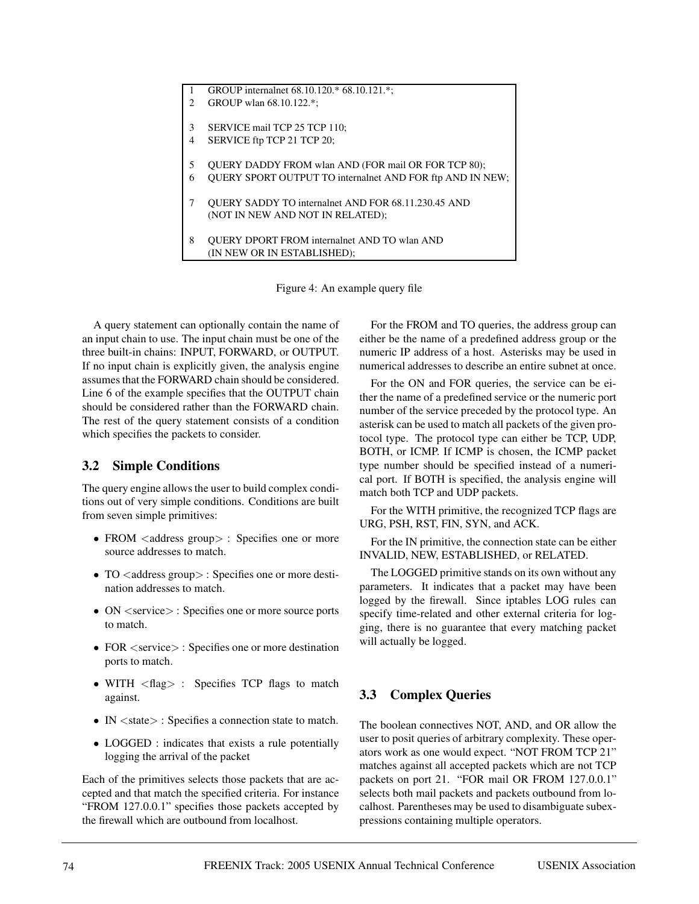```
1   GROUP internalnet 68.10.120.* 68.10.121.*;
2   GROUP wlan 68.10.122.*;

3   SERVICE mail TCP 25 TCP 110;
4   SERVICE ftp TCP 21 TCP 20;

5   QUERY DADDY FROM wlan AND (FOR mail OR FOR TCP 80);
6   QUERY SPORT OUTPUT TO internalnet AND FOR ftp AND IN NEW;

7   QUERY SADDY TO internalnet AND FOR 68.11.230.45 AND
    (NOT IN NEW AND NOT IN RELATED);

8   QUERY DPORT FROM internalnet AND TO wlan AND
    (IN NEW OR IN ESTABLISHED);
```

Figure 4: An example query file

A query statement can optionally contain the name of an input chain to use. The input chain must be one of the three built-in chains: INPUT, FORWARD, or OUTPUT. If no input chain is explicitly given, the analysis engine assumes that the FORWARD chain should be considered. Line 6 of the example specifies that the OUTPUT chain should be considered rather than the FORWARD chain. The rest of the query statement consists of a condition which specifies the packets to consider.

### 3.2 Simple Conditions

The query engine allows the user to build complex conditions out of very simple conditions. Conditions are built from seven simple primitives:

- FROM <address group> : Specifies one or more source addresses to match.
- TO <address group> : Specifies one or more destination addresses to match.
- ON <service> : Specifies one or more source ports to match.
- FOR <service> : Specifies one or more destination ports to match.
- WITH <flag> : Specifies TCP flags to match against.
- IN <state> : Specifies a connection state to match.
- LOGGED : indicates that exists a rule potentially logging the arrival of the packet

Each of the primitives selects those packets that are accepted and that match the specified criteria. For instance "FROM 127.0.0.1" specifies those packets accepted by the firewall which are outbound from localhost.

For the FROM and TO queries, the address group can either be the name of a predefined address group or the numeric IP address of a host. Asterisks may be used in numerical addresses to describe an entire subnet at once.

For the ON and FOR queries, the service can be either the name of a predefined service or the numeric port number of the service preceded by the protocol type. An asterisk can be used to match all packets of the given protocol type. The protocol type can either be TCP, UDP, BOTH, or ICMP. If ICMP is chosen, the ICMP packet type number should be specified instead of a numerical port. If BOTH is specified, the analysis engine will match both TCP and UDP packets.

For the WITH primitive, the recognized TCP flags are URG, PSH, RST, FIN, SYN, and ACK.

For the IN primitive, the connection state can be either INVALID, NEW, ESTABLISHED, or RELATED.

The LOGGED primitive stands on its own without any parameters. It indicates that a packet may have been logged by the firewall. Since iptables LOG rules can specify time-related and other external criteria for logging, there is no guarantee that every matching packet will actually be logged.

### 3.3 Complex Queries

The boolean connectives NOT, AND, and OR allow the user to posit queries of arbitrary complexity. These operators work as one would expect. "NOT FROM TCP 21" matches against all accepted packets which are not TCP packets on port 21. "FOR mail OR FROM 127.0.0.1" selects both mail packets and packets outbound from localhost. Parentheses may be used to disambiguate subexpressions containing multiple operators.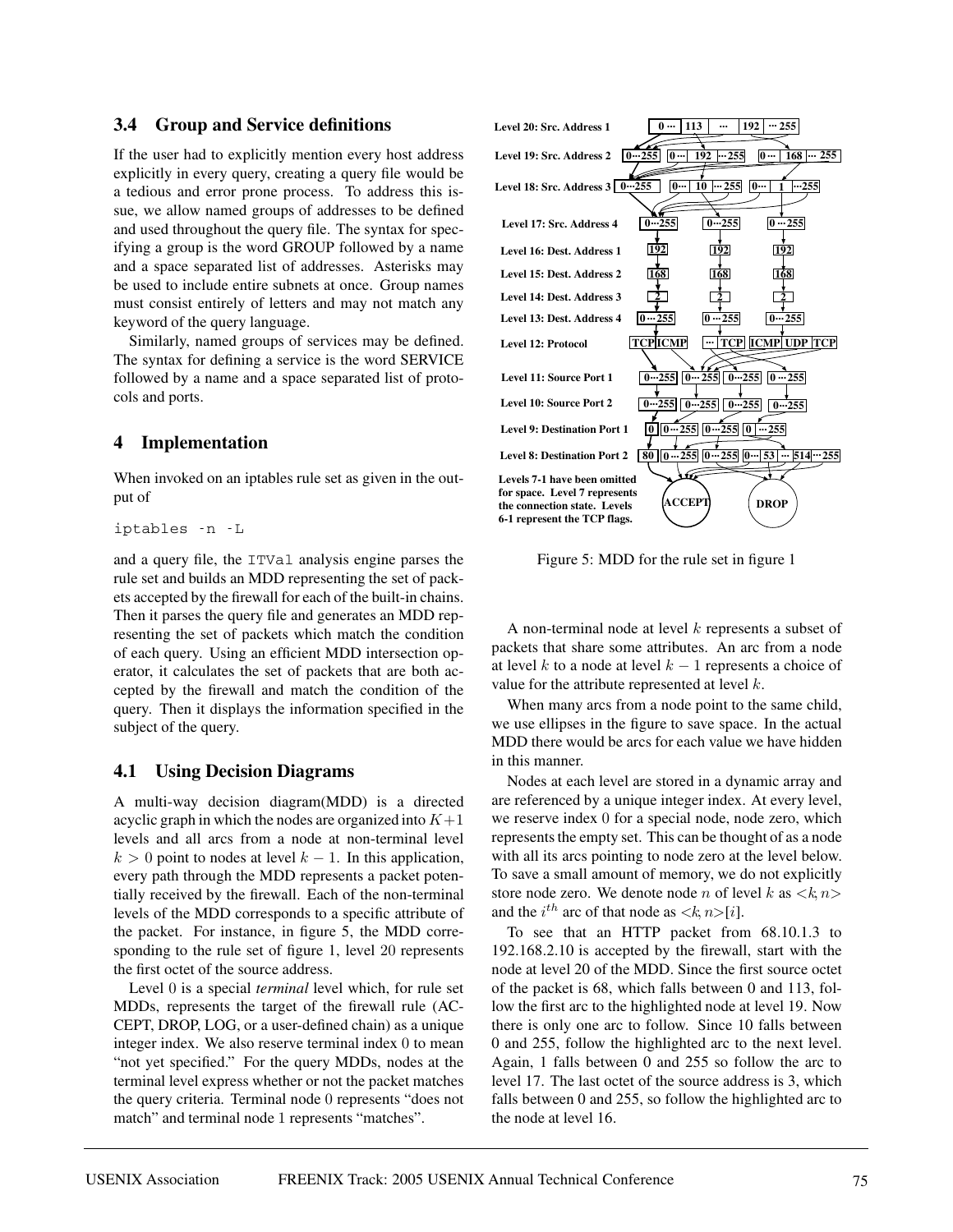### 3.4 Group and Service definitions

If the user had to explicitly mention every host address explicitly in every query, creating a query file would be a tedious and error prone process. To address this issue, we allow named groups of addresses to be defined and used throughout the query file. The syntax for specifying a group is the word GROUP followed by a name and a space separated list of addresses. Asterisks may be used to include entire subnets at once. Group names must consist entirely of letters and may not match any keyword of the query language.

Similarly, named groups of services may be defined. The syntax for defining a service is the word SERVICE followed by a name and a space separated list of protocols and ports.

## 4 Implementation

When invoked on an iptables rule set as given in the output of

```
iptables -n -L
```

and a query file, the `ITVal` analysis engine parses the rule set and builds an MDD representing the set of packets accepted by the firewall for each of the built-in chains. Then it parses the query file and generates an MDD representing the set of packets which match the condition of each query. Using an efficient MDD intersection operator, it calculates the set of packets that are both accepted by the firewall and match the condition of the query. Then it displays the information specified in the subject of the query.

### 4.1 Using Decision Diagrams

A multi-way decision diagram(MDD) is a directed acyclic graph in which the nodes are organized into $K+1$ levels and all arcs from a node at non-terminal level $k > 0$ point to nodes at level $k-1$. In this application, every path through the MDD represents a packet potentially received by the firewall. Each of the non-terminal levels of the MDD corresponds to a specific attribute of the packet. For instance, in figure 5, the MDD corresponding to the rule set of figure 1, level 20 represents the first octet of the source address.

Level 0 is a special *terminal* level which, for rule set MDDs, represents the target of the firewall rule (ACCEPT, DROP, LOG, or a user-defined chain) as a unique integer index. We also reserve terminal index 0 to mean "not yet specified." For the query MDDs, nodes at the terminal level express whether or not the packet matches the query criteria. Terminal node 0 represents "does not match" and terminal node 1 represents "matches".

Figure 5: MDD for the rule set in figure 1

A non-terminal node at level $k$ represents a subset of packets that share some attributes. An arc from a node at level $k$ to a node at level $k-1$ represents a choice of value for the attribute represented at level $k$.

When many arcs from a node point to the same child, we use ellipses in the figure to save space. In the actual MDD there would be arcs for each value we have hidden in this manner.

Nodes at each level are stored in a dynamic array and are referenced by a unique integer index. At every level, we reserve index 0 for a special node, node zero, which represents the empty set. This can be thought of as a node with all its arcs pointing to node zero at the level below. To save a small amount of memory, we do not explicitly store node zero. We denote node $n$ of level $k$ as $<k,n>$ and the $i^{th}$ arc of that node as $<k,n>[i]$.

To see that an HTTP packet from 68.10.1.3 to 192.168.2.10 is accepted by the firewall, start with the node at level 20 of the MDD. Since the first source octet of the packet is 68, which falls between 0 and 113, follow the first arc to the highlighted node at level 19. Now there is only one arc to follow. Since 10 falls between 0 and 255, follow the highlighted arc to the next level. Again, 1 falls between 0 and 255 so follow the arc to level 17. The last octet of the source address is 3, which falls between 0 and 255, so follow the highlighted arc to the node at level 16.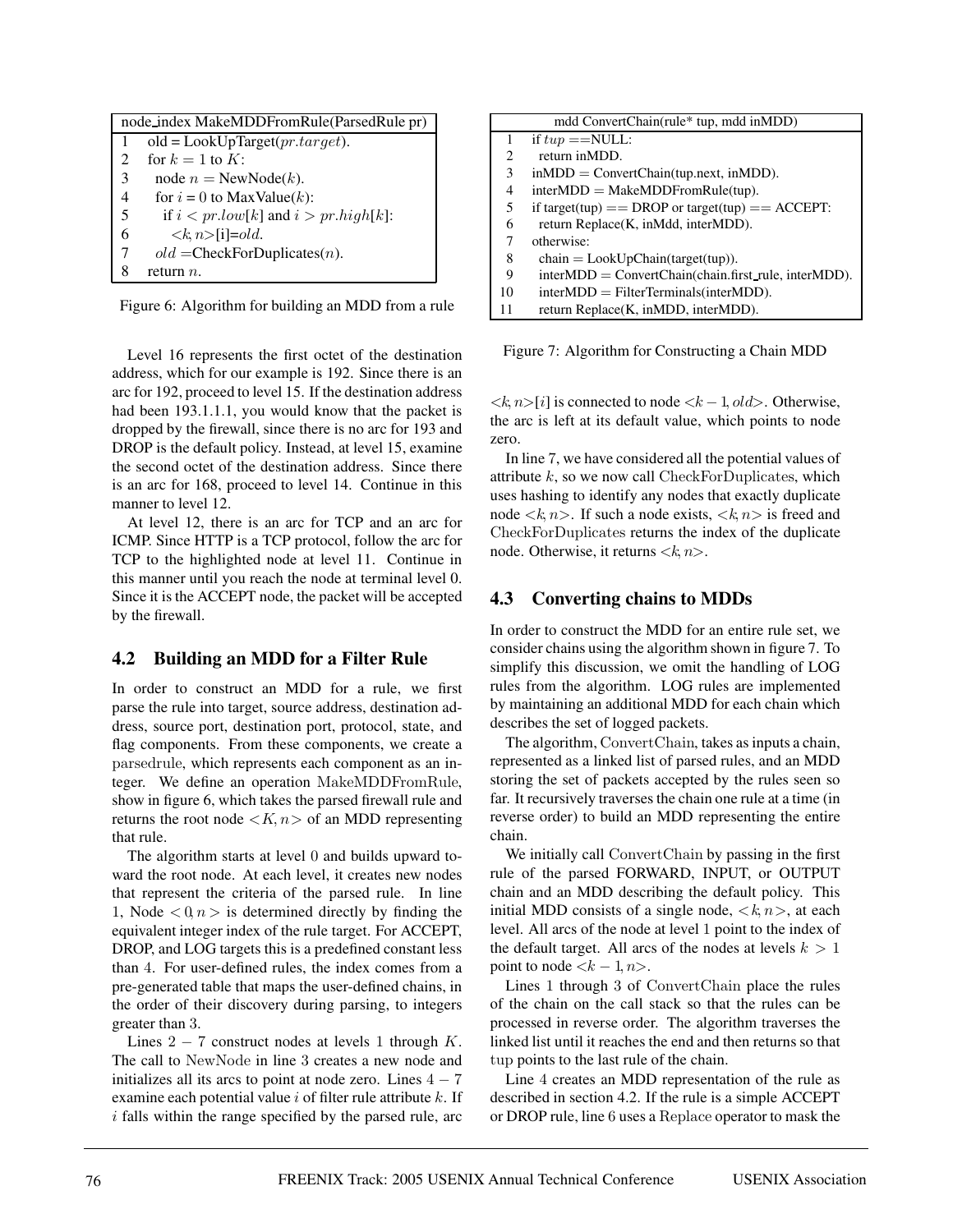```
node_index MakeMDDFromRule(ParsedRule pr)
1  old = LookUpTarget(pr.target).
2  for k = 1 to K:
3    node n = NewNode(k).
4    for i = 0 to MaxValue(k):
5      if i < pr.low[k] and i > pr.high[k]:
6        <k,n>[i]=old.
7    old =CheckForDuplicates(n).
8  return n.
```

Figure 6: Algorithm for building an MDD from a rule

```
mdd ConvertChain(rule* tup, mdd inMDD)
1   if tup ==NULL:
2     return inMDD.
3   inMDD = ConvertChain(tup.next, inMDD).
4   interMDD = MakeMDDFromRule(tup).
5   if target(tup) == DROP or target(tup) == ACCEPT:
6     return Replace(K, inMdd, interMDD).
7   otherwise:
8     chain = LookUpChain(target(tup)).
9     interMDD = ConvertChain(chain.first_rule, interMDD).
10    interMDD = FilterTerminals(interMDD).
11    return Replace(K, inMDD, interMDD).
```

Figure 7: Algorithm for Constructing a Chain MDD

Level 16 represents the first octet of the destination address, which for our example is 192. Since there is an arc for 192, proceed to level 15. If the destination address had been 193.1.1.1, you would know that the packet is dropped by the firewall, since there is no arc for 193 and DROP is the default policy. Instead, at level 15, examine the second octet of the destination address. Since there is an arc for 168, proceed to level 14. Continue in this manner to level 12.

At level 12, there is an arc for TCP and an arc for ICMP. Since HTTP is a TCP protocol, follow the arc for TCP to the highlighted node at level 11. Continue in this manner until you reach the node at terminal level 0. Since it is the ACCEPT node, the packet will be accepted by the firewall.

## 4.2 Building an MDD for a Filter Rule

In order to construct an MDD for a rule, we first parse the rule into target, source address, destination address, source port, destination port, protocol, state, and flag components. From these components, we create a parsedrule, which represents each component as an integer. We define an operation MakeMDDFromRule, show in figure 6, which takes the parsed firewall rule and returns the root node $<K, n>$ of an MDD representing that rule.

The algorithm starts at level 0 and builds upward toward the root node. At each level, it creates new nodes that represent the criteria of the parsed rule. In line 1, Node $<0, n>$ is determined directly by finding the equivalent integer index of the rule target. For ACCEPT, DROP, and LOG targets this is a predefined constant less than 4. For user-defined rules, the index comes from a pre-generated table that maps the user-defined chains, in the order of their discovery during parsing, to integers greater than 3.

Lines $2-7$ construct nodes at levels 1 through $K$. The call to NewNode in line 3 creates a new node and initializes all its arcs to point at node zero. Lines $4-7$ examine each potential value $i$ of filter rule attribute $k$. If $i$ falls within the range specified by the parsed rule, arc $<k, n>[i]$ is connected to node $<k-1, old>$. Otherwise, the arc is left at its default value, which points to node zero.

In line 7, we have considered all the potential values of attribute $k$, so we now call CheckForDuplicates, which uses hashing to identify any nodes that exactly duplicate node $<k, n>$. If such a node exists, $<k, n>$ is freed and CheckForDuplicates returns the index of the duplicate node. Otherwise, it returns $<k, n>$.

## 4.3 Converting chains to MDDs

In order to construct the MDD for an entire rule set, we consider chains using the algorithm shown in figure 7. To simplify this discussion, we omit the handling of LOG rules from the algorithm. LOG rules are implemented by maintaining an additional MDD for each chain which describes the set of logged packets.

The algorithm, ConvertChain, takes as inputs a chain, represented as a linked list of parsed rules, and an MDD storing the set of packets accepted by the rules seen so far. It recursively traverses the chain one rule at a time (in reverse order) to build an MDD representing the entire chain.

We initially call ConvertChain by passing in the first rule of the parsed FORWARD, INPUT, or OUTPUT chain and an MDD describing the default policy. This initial MDD consists of a single node, $<k, n>$, at each level. All arcs of the node at level 1 point to the index of the default target. All arcs of the nodes at levels $k > 1$ point to node $<k-1, n>$.

Lines 1 through 3 of ConvertChain place the rules of the chain on the call stack so that the rules can be processed in reverse order. The algorithm traverses the linked list until it reaches the end and then returns so that tup points to the last rule of the chain.

Line 4 creates an MDD representation of the rule as described in section 4.2. If the rule is a simple ACCEPT or DROP rule, line 6 uses a Replace operator to mask the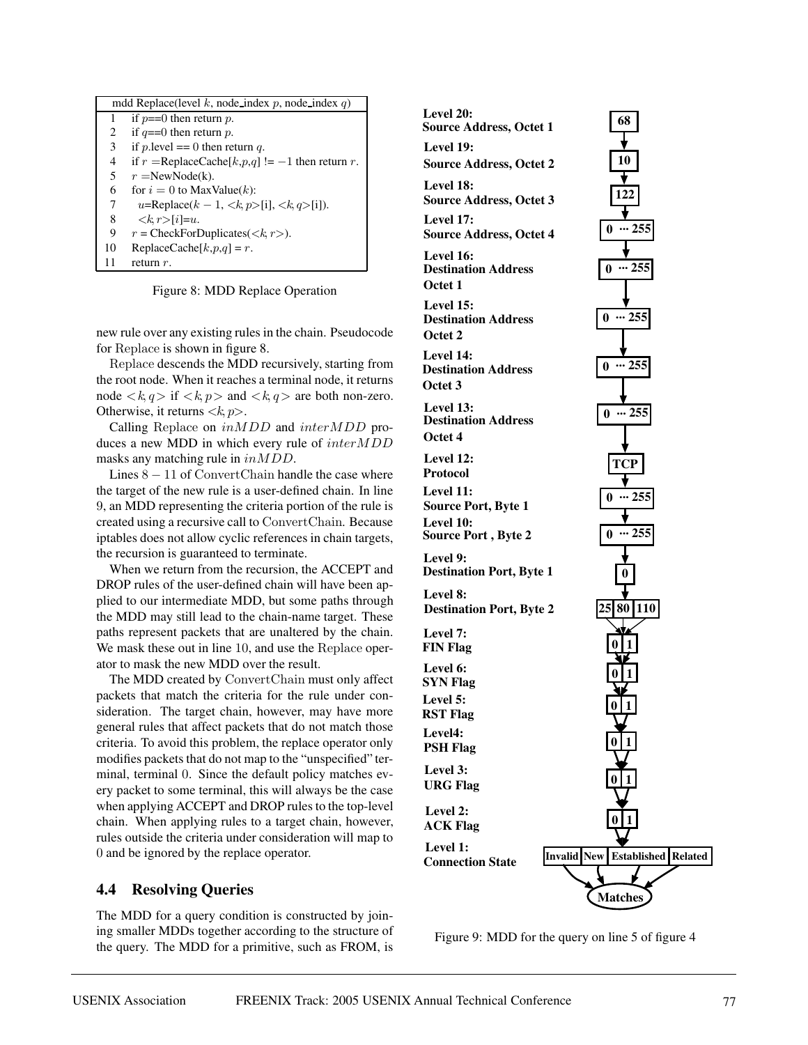```
mdd Replace(level k, node_index p, node_index q)
1   if p==0 then return p.
2   if q==0 then return p.
3   if p.level == 0 then return q.
4   if r =ReplaceCache[k,p,q] != −1 then return r.
5   r =NewNode(k).
6   for i = 0 to MaxValue(k):
7     u=Replace(k − 1, <k, p>[i], <k, q>[i]).
8     <k, r>[i]=u.
9   r = CheckForDuplicates(<k, r>).
10  ReplaceCache[k,p,q] = r.
11  return r.
```

Figure 8: MDD Replace Operation

new rule over any existing rules in the chain. Pseudocode for Replace is shown in figure 8.

Replace descends the MDD recursively, starting from the root node. When it reaches a terminal node, it returns node $<k, q>$ if $<k, p>$ and $<k, q>$ are both non-zero. Otherwise, it returns $<k, p>$.

Calling Replace on $inMDD$ and $interMDD$ produces a new MDD in which every rule of $interMDD$ masks any matching rule in $inMDD$.

Lines $8-11$ of ConvertChain handle the case where the target of the new rule is a user-defined chain. In line 9, an MDD representing the criteria portion of the rule is created using a recursive call to ConvertChain. Because iptables does not allow cyclic references in chain targets, the recursion is guaranteed to terminate.

When we return from the recursion, the ACCEPT and DROP rules of the user-defined chain will have been applied to our intermediate MDD, but some paths through the MDD may still lead to the chain-name target. These paths represent packets that are unaltered by the chain. We mask these out in line 10, and use the Replace operator to mask the new MDD over the result.

The MDD created by ConvertChain must only affect packets that match the criteria for the rule under consideration. The target chain, however, may have more general rules that affect packets that do not match those criteria. To avoid this problem, the replace operator only modifies packets that do not map to the "unspecified" terminal, terminal 0. Since the default policy matches every packet to some terminal, this will always be the case when applying ACCEPT and DROP rules to the top-level chain. When applying rules to a target chain, however, rules outside the criteria under consideration will map to 0 and be ignored by the replace operator.

## 4.4 Resolving Queries

The MDD for a query condition is constructed by joining smaller MDDs together according to the structure of the query. The MDD for a primitive, such as FROM, is

| Level | Field | Node values |
|---|---|---|
| Level 20: | Source Address, Octet 1 | 68 |
| Level 19: | Source Address, Octet 2 | 10 |
| Level 18: | Source Address, Octet 3 | 122 |
| Level 17: | Source Address, Octet 4 | 0 ··· 255 |
| Level 16: | Destination Address Octet 1 | 0 ··· 255 |
| Level 15: | Destination Address Octet 2 | 0 ··· 255 |
| Level 14: | Destination Address Octet 3 | 0 ··· 255 |
| Level 13: | Destination Address Octet 4 | 0 ··· 255 |
| Level 12: | Protocol | TCP |
| Level 11: | Source Port, Byte 1 | 0 ··· 255 |
| Level 10: | Source Port , Byte 2 | 0 ··· 255 |
| Level 9: | Destination Port, Byte 1 | 0 |
| Level 8: | Destination Port, Byte 2 | 25, 80, 110 |
| Level 7: | FIN Flag | 0, 1 |
| Level 6: | SYN Flag | 0, 1 |
| Level 5: | RST Flag | 0, 1 |
| Level4: | PSH Flag | 0, 1 |
| Level 3: | URG Flag | 0, 1 |
| Level 2: | ACK Flag | 0, 1 |
| Level 1: | Connection State | Invalid, New, Established, Related |
| | | Matches |

Figure 9: MDD for the query on line 5 of figure 4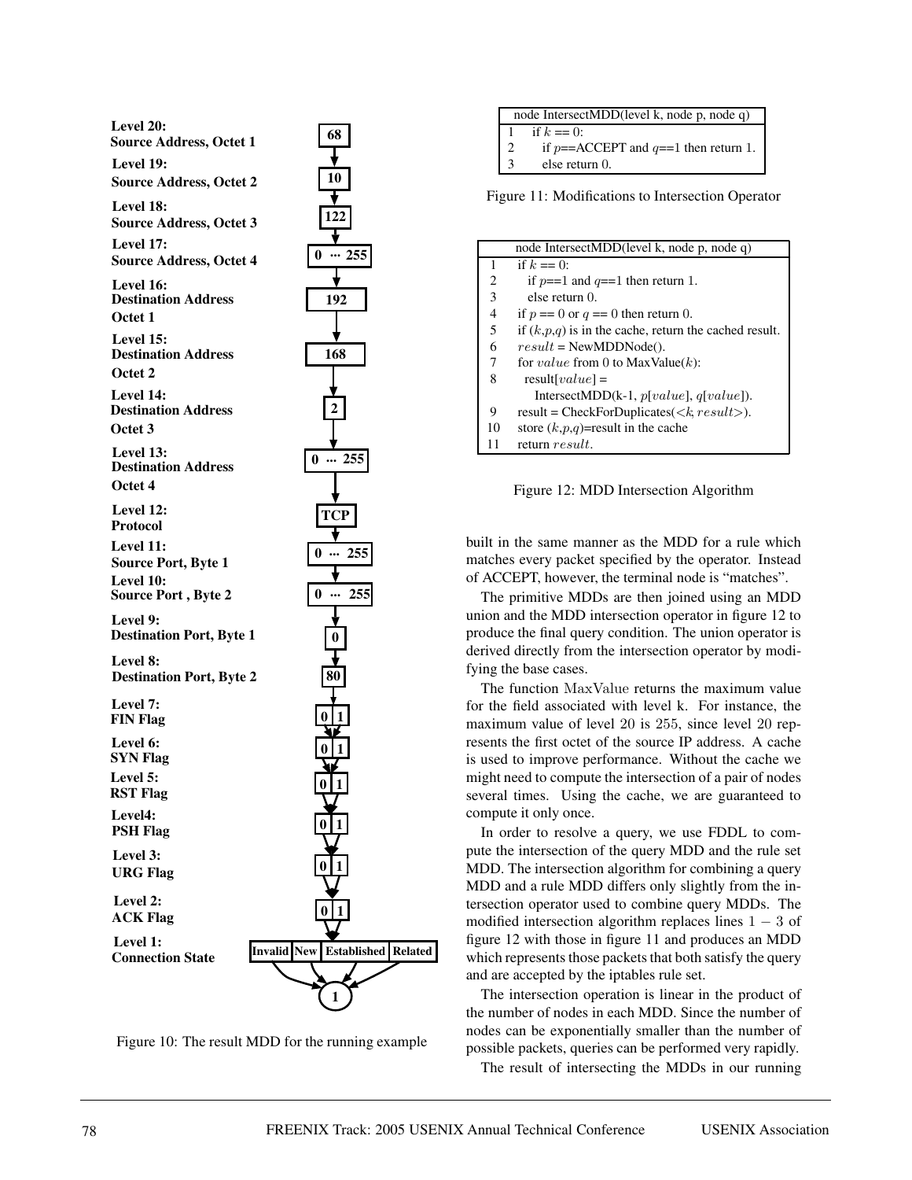Figure 10: The result MDD for the running example

```
node IntersectMDD(level k, node p, node q)
1    if k == 0:
2       if p==ACCEPT and q==1 then return 1.
3       else return 0.
```

Figure 11: Modifications to Intersection Operator

```
node IntersectMDD(level k, node p, node q)
1    if k == 0:
2       if p==1 and q==1 then return 1.
3       else return 0.
4    if p == 0 or q == 0 then return 0.
5    if (k,p,q) is in the cache, return the cached result.
6    result = NewMDDNode().
7    for value from 0 to MaxValue(k):
8       result[value] =
           IntersectMDD(k-1, p[value], q[value]).
9    result = CheckForDuplicates(<k, result>).
10   store (k,p,q)=result in the cache
11   return result.
```

Figure 12: MDD Intersection Algorithm

built in the same manner as the MDD for a rule which matches every packet specified by the operator. Instead of ACCEPT, however, the terminal node is "matches".

The primitive MDDs are then joined using an MDD union and the MDD intersection operator in figure 12 to produce the final query condition. The union operator is derived directly from the intersection operator by modifying the base cases.

The function MaxValue returns the maximum value for the field associated with level k. For instance, the maximum value of level 20 is 255, since level 20 represents the first octet of the source IP address. A cache is used to improve performance. Without the cache we might need to compute the intersection of a pair of nodes several times. Using the cache, we are guaranteed to compute it only once.

In order to resolve a query, we use FDDL to compute the intersection of the query MDD and the rule set MDD. The intersection algorithm for combining a query MDD and a rule MDD differs only slightly from the intersection operator used to combine query MDDs. The modified intersection algorithm replaces lines $1-3$ of figure 12 with those in figure 11 and produces an MDD which represents those packets that both satisfy the query and are accepted by the iptables rule set.

The intersection operation is linear in the product of the number of nodes in each MDD. Since the number of nodes can be exponentially smaller than the number of possible packets, queries can be performed very rapidly.

The result of intersecting the MDDs in our running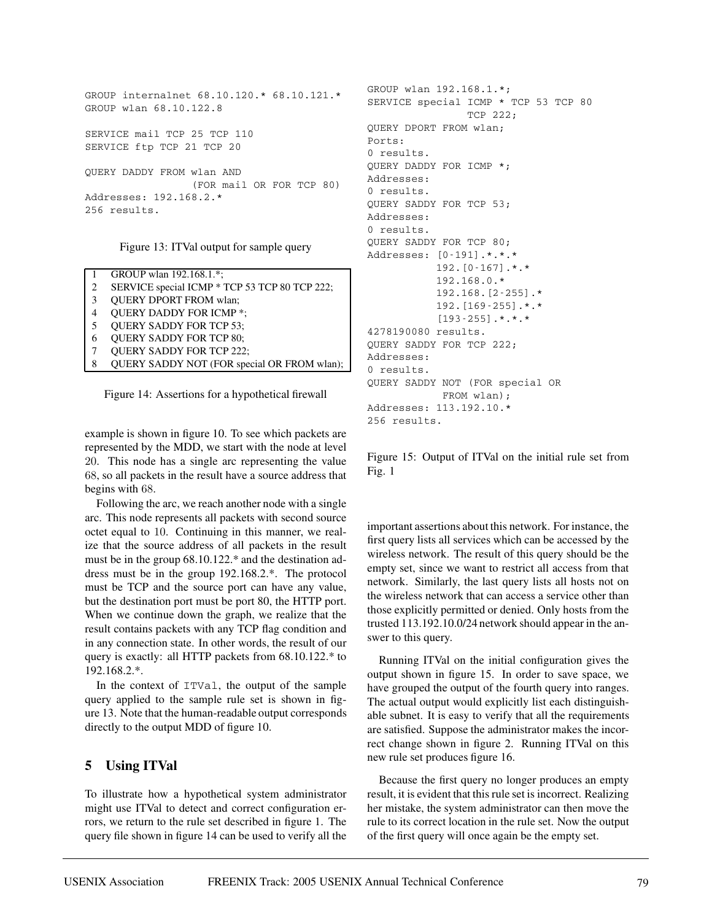```
GROUP internalnet 68.10.120.* 68.10.121.*
GROUP wlan 68.10.122.8

SERVICE mail TCP 25 TCP 110
SERVICE ftp TCP 21 TCP 20

QUERY DADDY FROM wlan AND
                  (FOR mail OR FOR TCP 80)
Addresses: 192.168.2.*
256 results.
```

Figure 13: ITVal output for sample query

| | |
|---|---|
| 1 | GROUP wlan 192.168.1.*; |
| 2 | SERVICE special ICMP * TCP 53 TCP 80 TCP 222; |
| 3 | QUERY DPORT FROM wlan; |
| 4 | QUERY DADDY FOR ICMP *; |
| 5 | QUERY SADDY FOR TCP 53; |
| 6 | QUERY SADDY FOR TCP 80; |
| 7 | QUERY SADDY FOR TCP 222; |
| 8 | QUERY SADDY NOT (FOR special OR FROM wlan); |

Figure 14: Assertions for a hypothetical firewall

example is shown in figure 10. To see which packets are represented by the MDD, we start with the node at level 20. This node has a single arc representing the value 68, so all packets in the result have a source address that begins with 68.

Following the arc, we reach another node with a single arc. This node represents all packets with second source octet equal to 10. Continuing in this manner, we realize that the source address of all packets in the result must be in the group 68.10.122.* and the destination address must be in the group 192.168.2.*. The protocol must be TCP and the source port can have any value, but the destination port must be port 80, the HTTP port. When we continue down the graph, we realize that the result contains packets with any TCP flag condition and in any connection state. In other words, the result of our query is exactly: all HTTP packets from 68.10.122.* to 192.168.2.*.

In the context of ITVal, the output of the sample query applied to the sample rule set is shown in figure 13. Note that the human-readable output corresponds directly to the output MDD of figure 10.

## 5 Using ITVal

To illustrate how a hypothetical system administrator might use ITVal to detect and correct configuration errors, we return to the rule set described in figure 1. The query file shown in figure 14 can be used to verify all the

```
GROUP wlan 192.168.1.*;
SERVICE special ICMP * TCP 53 TCP 80
                TCP 222;
QUERY DPORT FROM wlan;
Ports:
0 results.
QUERY DADDY FOR ICMP *;
Addresses:
0 results.
QUERY SADDY FOR TCP 53;
Addresses:
0 results.
QUERY SADDY FOR TCP 80;
Addresses: [0-191].*.*.*
           192.[0-167].*.*
           192.168.0.*
           192.168.[2-255].*
           192.[169-255].*.*
           [193-255].*.*.*
4278190080 results.
QUERY SADDY FOR TCP 222;
Addresses:
0 results.
QUERY SADDY NOT (FOR special OR
             FROM wlan);
Addresses: 113.192.10.*
256 results.
```

Figure 15: Output of ITVal on the initial rule set from Fig. 1

important assertions about this network. For instance, the first query lists all services which can be accessed by the wireless network. The result of this query should be the empty set, since we want to restrict all access from that network. Similarly, the last query lists all hosts not on the wireless network that can access a service other than those explicitly permitted or denied. Only hosts from the trusted 113.192.10.0/24 network should appear in the answer to this query.

Running ITVal on the initial configuration gives the output shown in figure 15. In order to save space, we have grouped the output of the fourth query into ranges. The actual output would explicitly list each distinguishable subnet. It is easy to verify that all the requirements are satisfied. Suppose the administrator makes the incorrect change shown in figure 2. Running ITVal on this new rule set produces figure 16.

Because the first query no longer produces an empty result, it is evident that this rule set is incorrect. Realizing her mistake, the system administrator can then move the rule to its correct location in the rule set. Now the output of the first query will once again be the empty set.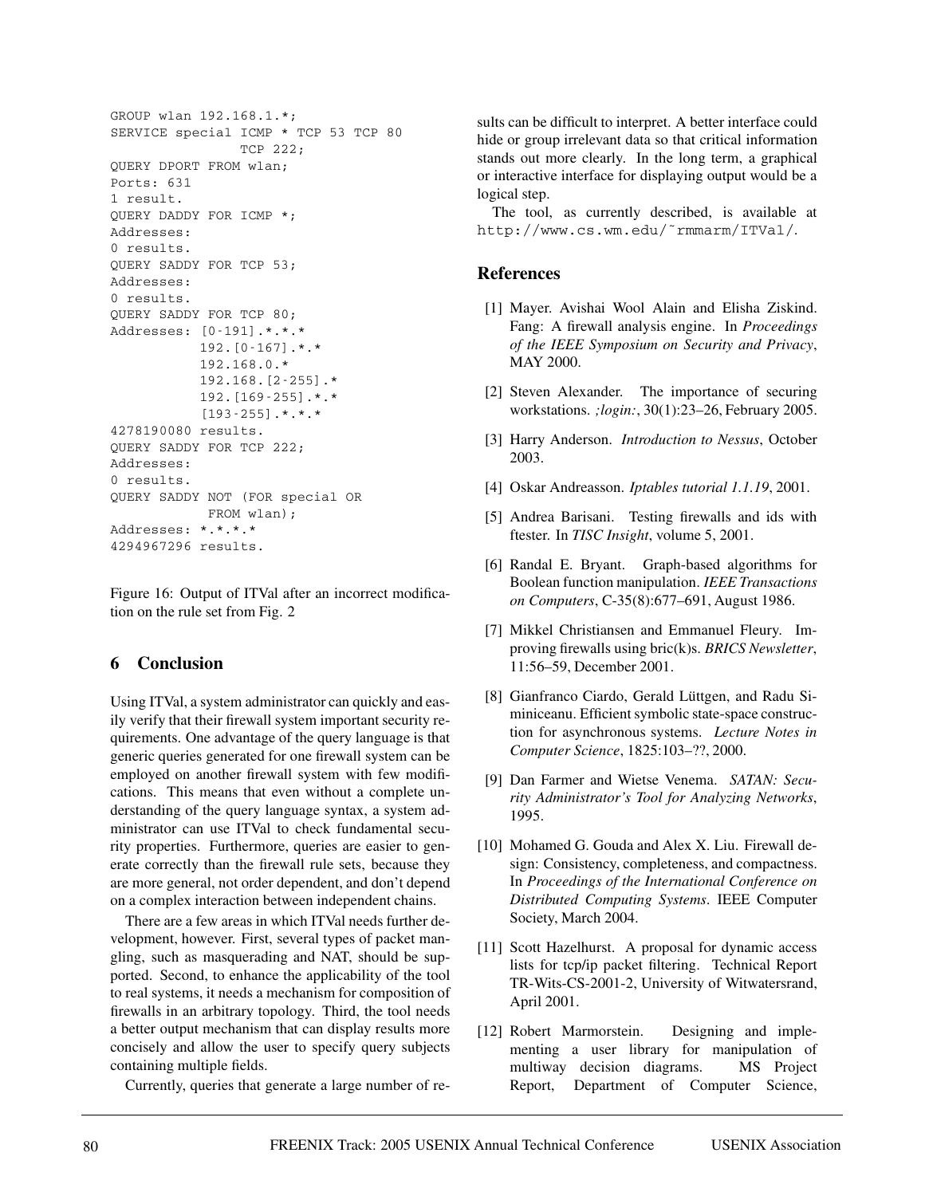```
GROUP wlan 192.168.1.*;
SERVICE special ICMP * TCP 53 TCP 80
                TCP 222;
QUERY DPORT FROM wlan;
Ports: 631
1 result.
QUERY DADDY FOR ICMP *;
Addresses:
0 results.
QUERY SADDY FOR TCP 53;
Addresses:
0 results.
QUERY SADDY FOR TCP 80;
Addresses: [0-191].*.*.*
           192.[0-167].*.*
           192.168.0.*
           192.168.[2-255].*
           192.[169-255].*.*
           [193-255].*.*.*
4278190080 results.
QUERY SADDY FOR TCP 222;
Addresses:
0 results.
QUERY SADDY NOT (FOR special OR
            FROM wlan);
Addresses: *.*.*.*
4294967296 results.
```

Figure 16: Output of ITVal after an incorrect modification on the rule set from Fig. 2

## 6 Conclusion

Using ITVal, a system administrator can quickly and easily verify that their firewall system important security requirements. One advantage of the query language is that generic queries generated for one firewall system can be employed on another firewall system with few modifications. This means that even without a complete understanding of the query language syntax, a system administrator can use ITVal to check fundamental security properties. Furthermore, queries are easier to generate correctly than the firewall rule sets, because they are more general, not order dependent, and don't depend on a complex interaction between independent chains.

There are a few areas in which ITVal needs further development, however. First, several types of packet mangling, such as masquerading and NAT, should be supported. Second, to enhance the applicability of the tool to real systems, it needs a mechanism for composition of firewalls in an arbitrary topology. Third, the tool needs a better output mechanism that can display results more concisely and allow the user to specify query subjects containing multiple fields.

Currently, queries that generate a large number of results can be difficult to interpret. A better interface could hide or group irrelevant data so that critical information stands out more clearly. In the long term, a graphical or interactive interface for displaying output would be a logical step.

The tool, as currently described, is available at `http://www.cs.wm.edu/~rmmarm/ITVal/`.

## References

[1] Mayer. Avishai Wool Alain and Elisha Ziskind. Fang: A firewall analysis engine. In *Proceedings of the IEEE Symposium on Security and Privacy*, MAY 2000.

[2] Steven Alexander. The importance of securing workstations. *;login:*, 30(1):23–26, February 2005.

[3] Harry Anderson. *Introduction to Nessus*, October 2003.

[4] Oskar Andreasson. *Iptables tutorial 1.1.19*, 2001.

[5] Andrea Barisani. Testing firewalls and ids with ftester. In *TISC Insight*, volume 5, 2001.

[6] Randal E. Bryant. Graph-based algorithms for Boolean function manipulation. *IEEE Transactions on Computers*, C-35(8):677–691, August 1986.

[7] Mikkel Christiansen and Emmanuel Fleury. Improving firewalls using bric(k)s. *BRICS Newsletter*, 11:56–59, December 2001.

[8] Gianfranco Ciardo, Gerald Lüttgen, and Radu Siminiceanu. Efficient symbolic state-space construction for asynchronous systems. *Lecture Notes in Computer Science*, 1825:103–??, 2000.

[9] Dan Farmer and Wietse Venema. *SATAN: Security Administrator's Tool for Analyzing Networks*, 1995.

[10] Mohamed G. Gouda and Alex X. Liu. Firewall design: Consistency, completeness, and compactness. In *Proceedings of the International Conference on Distributed Computing Systems*. IEEE Computer Society, March 2004.

[11] Scott Hazelhurst. A proposal for dynamic access lists for tcp/ip packet filtering. Technical Report TR-Wits-CS-2001-2, University of Witwatersrand, April 2001.

[12] Robert Marmorstein. Designing and implementing a user library for manipulation of multiway decision diagrams. MS Project Report, Department of Computer Science,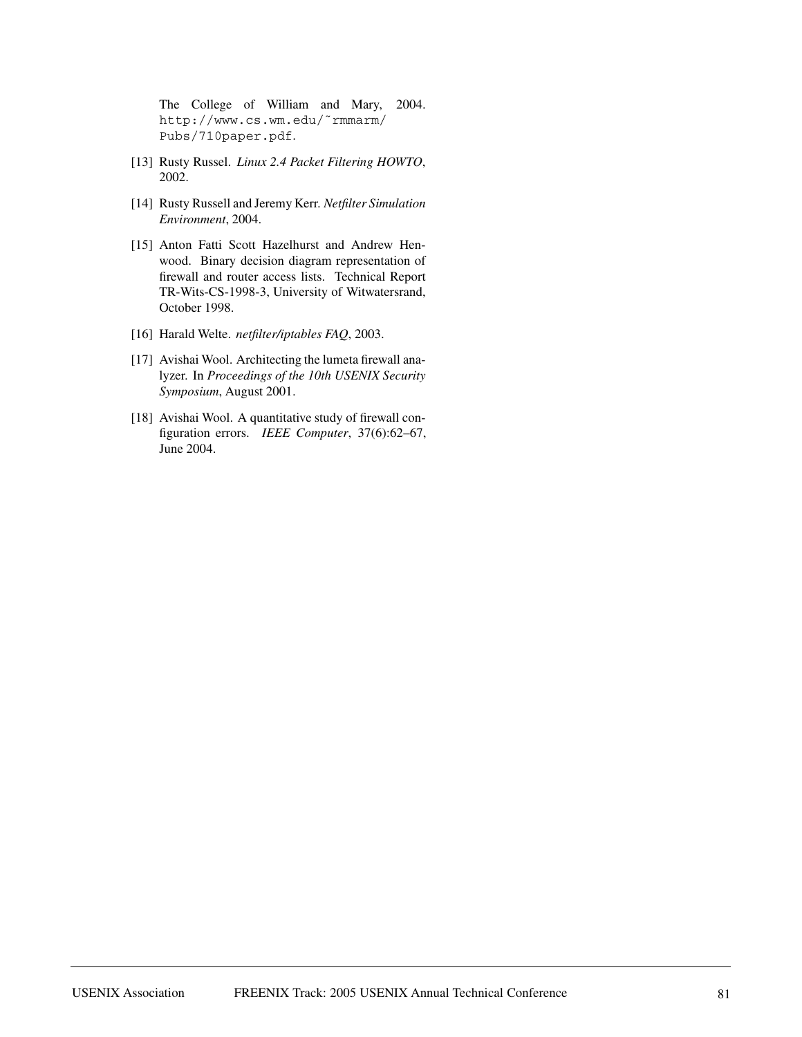The College of William and Mary, 2004. http://www.cs.wm.edu/~rmmarm/Pubs/710paper.pdf.

[13] Rusty Russel. *Linux 2.4 Packet Filtering HOWTO*, 2002.

[14] Rusty Russell and Jeremy Kerr. *Netfilter Simulation Environment*, 2004.

[15] Anton Fatti Scott Hazelhurst and Andrew Henwood. Binary decision diagram representation of firewall and router access lists. Technical Report TR-Wits-CS-1998-3, University of Witwatersrand, October 1998.

[16] Harald Welte. *netfilter/iptables FAQ*, 2003.

[17] Avishai Wool. Architecting the lumeta firewall analyzer. In *Proceedings of the 10th USENIX Security Symposium*, August 2001.

[18] Avishai Wool. A quantitative study of firewall configuration errors. *IEEE Computer*, 37(6):62–67, June 2004.